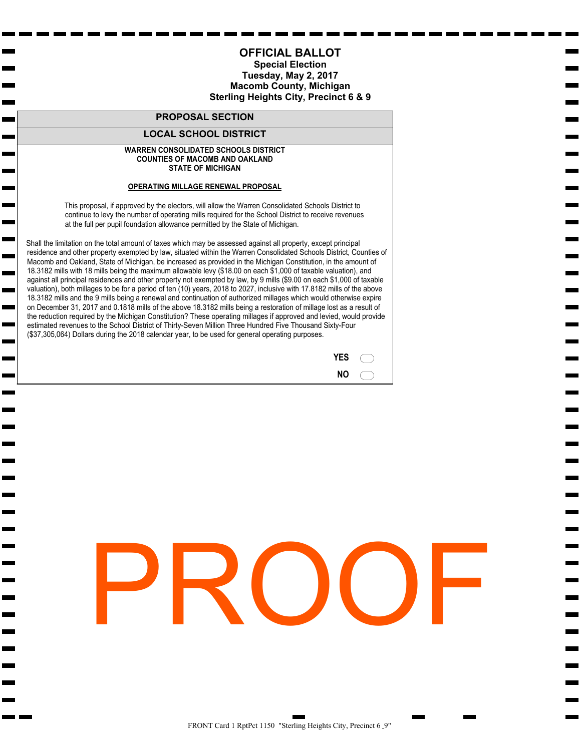# OFFICIAL BALLOT

**Special Election**
**Tuesday, May 2, 2017**
**Macomb County, Michigan**
**Sterling Heights City, Precinct 6 & 9**

## PROPOSAL SECTION

## LOCAL SCHOOL DISTRICT

**WARREN CONSOLIDATED SCHOOLS DISTRICT**
**COUNTIES OF MACOMB AND OAKLAND**
**STATE OF MICHIGAN**

**OPERATING MILLAGE RENEWAL PROPOSAL**

This proposal, if approved by the electors, will allow the Warren Consolidated Schools District to continue to levy the number of operating mills required for the School District to receive revenues at the full per pupil foundation allowance permitted by the State of Michigan.

Shall the limitation on the total amount of taxes which may be assessed against all property, except principal residence and other property exempted by law, situated within the Warren Consolidated Schools District, Counties of Macomb and Oakland, State of Michigan, be increased as provided in the Michigan Constitution, in the amount of 18.3182 mills with 18 mills being the maximum allowable levy ($18.00 on each $1,000 of taxable valuation), and against all principal residences and other property not exempted by law, by 9 mills ($9.00 on each $1,000 of taxable valuation), both millages to be for a period of ten (10) years, 2018 to 2027, inclusive with 17.8182 mills of the above 18.3182 mills and the 9 mills being a renewal and continuation of authorized millages which would otherwise expire on December 31, 2017 and 0.1818 mills of the above 18.3182 mills being a restoration of millage lost as a result of the reduction required by the Michigan Constitution? These operating millages if approved and levied, would provide estimated revenues to the School District of Thirty-Seven Million Three Hundred Five Thousand Sixty-Four ($37,305,064) Dollars during the 2018 calendar year, to be used for general operating purposes.

**YES** ⬭

**NO** ⬭

PROOF

FRONT Card 1 RptPct 1150 "Sterling Heights City, Precinct 6 _9"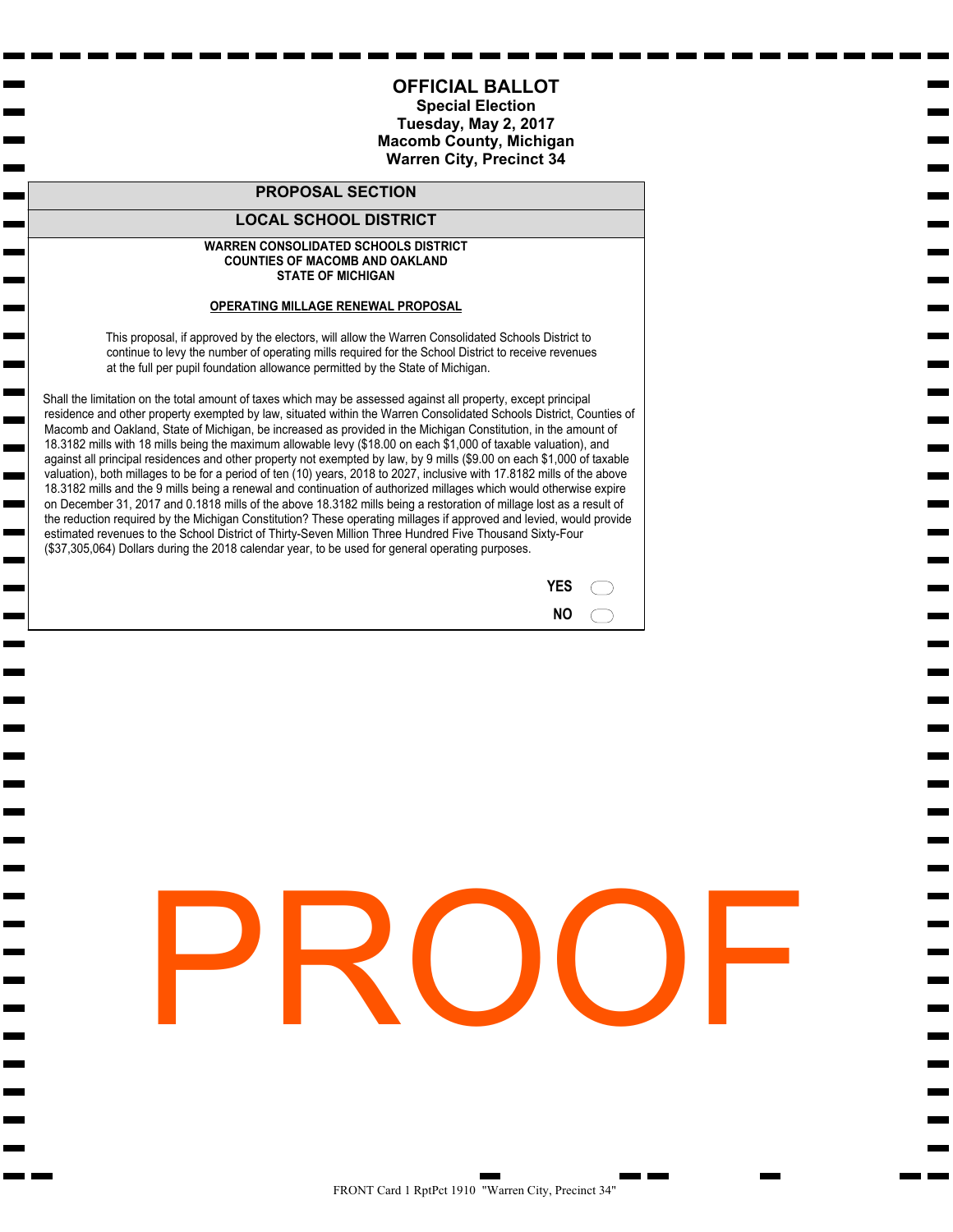# OFFICIAL BALLOT

**Special Election**
**Tuesday, May 2, 2017**
**Macomb County, Michigan**
**Warren City, Precinct 34**

## PROPOSAL SECTION

## LOCAL SCHOOL DISTRICT

**WARREN CONSOLIDATED SCHOOLS DISTRICT**
**COUNTIES OF MACOMB AND OAKLAND**
**STATE OF MICHIGAN**

**OPERATING MILLAGE RENEWAL PROPOSAL**

This proposal, if approved by the electors, will allow the Warren Consolidated Schools District to continue to levy the number of operating mills required for the School District to receive revenues at the full per pupil foundation allowance permitted by the State of Michigan.

Shall the limitation on the total amount of taxes which may be assessed against all property, except principal residence and other property exempted by law, situated within the Warren Consolidated Schools District, Counties of Macomb and Oakland, State of Michigan, be increased as provided in the Michigan Constitution, in the amount of 18.3182 mills with 18 mills being the maximum allowable levy ($18.00 on each $1,000 of taxable valuation), and against all principal residences and other property not exempted by law, by 9 mills ($9.00 on each $1,000 of taxable valuation), both millages to be for a period of ten (10) years, 2018 to 2027, inclusive with 17.8182 mills of the above 18.3182 mills and the 9 mills being a renewal and continuation of authorized millages which would otherwise expire on December 31, 2017 and 0.1818 mills of the above 18.3182 mills being a restoration of millage lost as a result of the reduction required by the Michigan Constitution? These operating millages if approved and levied, would provide estimated revenues to the School District of Thirty-Seven Million Three Hundred Five Thousand Sixty-Four ($37,305,064) Dollars during the 2018 calendar year, to be used for general operating purposes.

**YES** ⬭

**NO** ⬭

PROOF

FRONT Card 1 RptPct 1910 "Warren City, Precinct 34"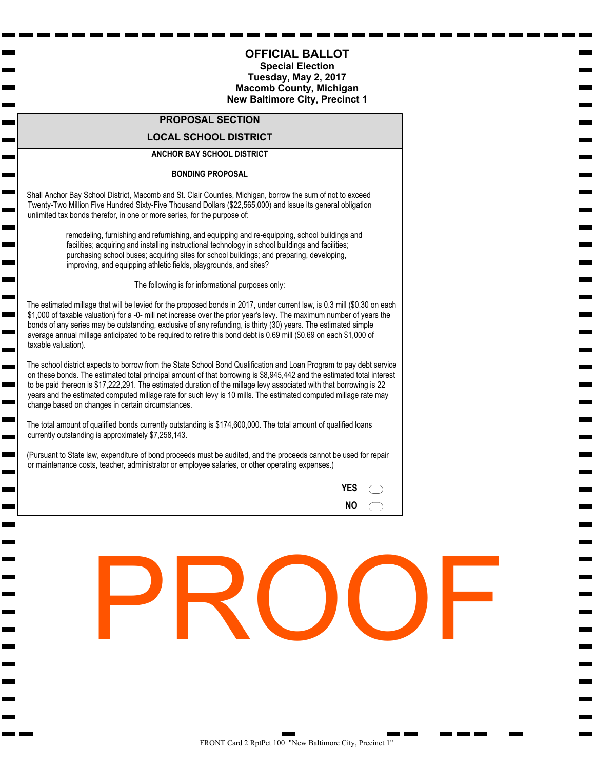# OFFICIAL BALLOT

**Special Election**
**Tuesday, May 2, 2017**
**Macomb County, Michigan**
**New Baltimore City, Precinct 1**

## PROPOSAL SECTION

## LOCAL SCHOOL DISTRICT

### ANCHOR BAY SCHOOL DISTRICT

**BONDING PROPOSAL**

Shall Anchor Bay School District, Macomb and St. Clair Counties, Michigan, borrow the sum of not to exceed Twenty-Two Million Five Hundred Sixty-Five Thousand Dollars ($22,565,000) and issue its general obligation unlimited tax bonds therefor, in one or more series, for the purpose of:

> remodeling, furnishing and refurnishing, and equipping and re-equipping, school buildings and facilities; acquiring and installing instructional technology in school buildings and facilities; purchasing school buses; acquiring sites for school buildings; and preparing, developing, improving, and equipping athletic fields, playgrounds, and sites?

The following is for informational purposes only:

The estimated millage that will be levied for the proposed bonds in 2017, under current law, is 0.3 mill ($0.30 on each $1,000 of taxable valuation) for a -0- mill net increase over the prior year's levy. The maximum number of years the bonds of any series may be outstanding, exclusive of any refunding, is thirty (30) years. The estimated simple average annual millage anticipated to be required to retire this bond debt is 0.69 mill ($0.69 on each $1,000 of taxable valuation).

The school district expects to borrow from the State School Bond Qualification and Loan Program to pay debt service on these bonds. The estimated total principal amount of that borrowing is $8,945,442 and the estimated total interest to be paid thereon is $17,222,291. The estimated duration of the millage levy associated with that borrowing is 22 years and the estimated computed millage rate for such levy is 10 mills. The estimated computed millage rate may change based on changes in certain circumstances.

The total amount of qualified bonds currently outstanding is $174,600,000. The total amount of qualified loans currently outstanding is approximately $7,258,143.

(Pursuant to State law, expenditure of bond proceeds must be audited, and the proceeds cannot be used for repair or maintenance costs, teacher, administrator or employee salaries, or other operating expenses.)

**YES** ⬭

**NO** ⬭

PROOF

FRONT Card 2 RptPct 100 "New Baltimore City, Precinct 1"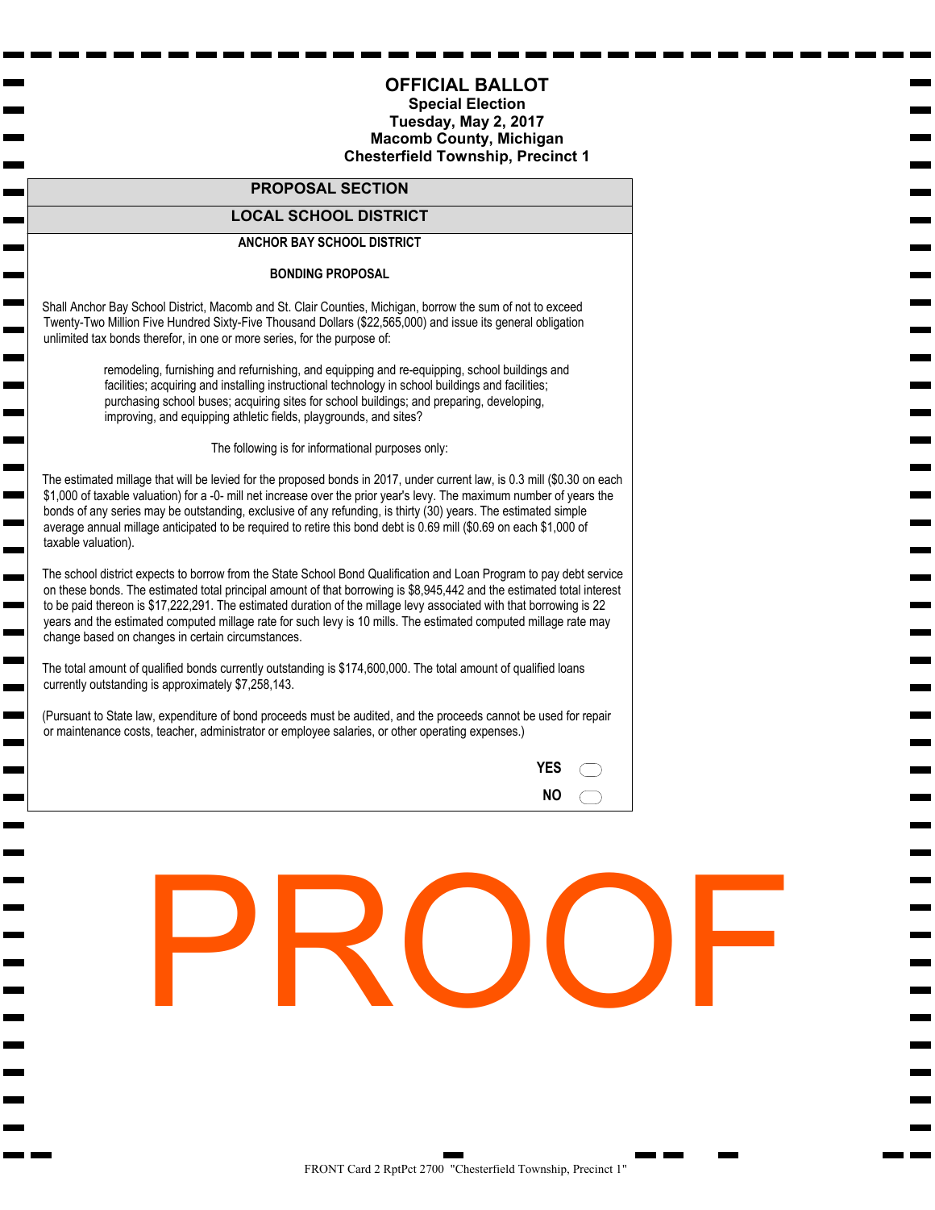# OFFICIAL BALLOT

**Special Election**
**Tuesday, May 2, 2017**
**Macomb County, Michigan**
**Chesterfield Township, Precinct 1**

## PROPOSAL SECTION

## LOCAL SCHOOL DISTRICT

### ANCHOR BAY SCHOOL DISTRICT

### BONDING PROPOSAL

Shall Anchor Bay School District, Macomb and St. Clair Counties, Michigan, borrow the sum of not to exceed Twenty-Two Million Five Hundred Sixty-Five Thousand Dollars ($22,565,000) and issue its general obligation unlimited tax bonds therefor, in one or more series, for the purpose of:

> remodeling, furnishing and refurnishing, and equipping and re-equipping, school buildings and facilities; acquiring and installing instructional technology in school buildings and facilities; purchasing school buses; acquiring sites for school buildings; and preparing, developing, improving, and equipping athletic fields, playgrounds, and sites?

The following is for informational purposes only:

The estimated millage that will be levied for the proposed bonds in 2017, under current law, is 0.3 mill ($0.30 on each $1,000 of taxable valuation) for a -0- mill net increase over the prior year's levy. The maximum number of years the bonds of any series may be outstanding, exclusive of any refunding, is thirty (30) years. The estimated simple average annual millage anticipated to be required to retire this bond debt is 0.69 mill ($0.69 on each $1,000 of taxable valuation).

The school district expects to borrow from the State School Bond Qualification and Loan Program to pay debt service on these bonds. The estimated total principal amount of that borrowing is $8,945,442 and the estimated total interest to be paid thereon is $17,222,291. The estimated duration of the millage levy associated with that borrowing is 22 years and the estimated computed millage rate for such levy is 10 mills. The estimated computed millage rate may change based on changes in certain circumstances.

The total amount of qualified bonds currently outstanding is $174,600,000. The total amount of qualified loans currently outstanding is approximately $7,258,143.

(Pursuant to State law, expenditure of bond proceeds must be audited, and the proceeds cannot be used for repair or maintenance costs, teacher, administrator or employee salaries, or other operating expenses.)

**YES** ⬭

**NO** ⬭

PROOF

FRONT Card 2 RptPct 2700 "Chesterfield Township, Precinct 1"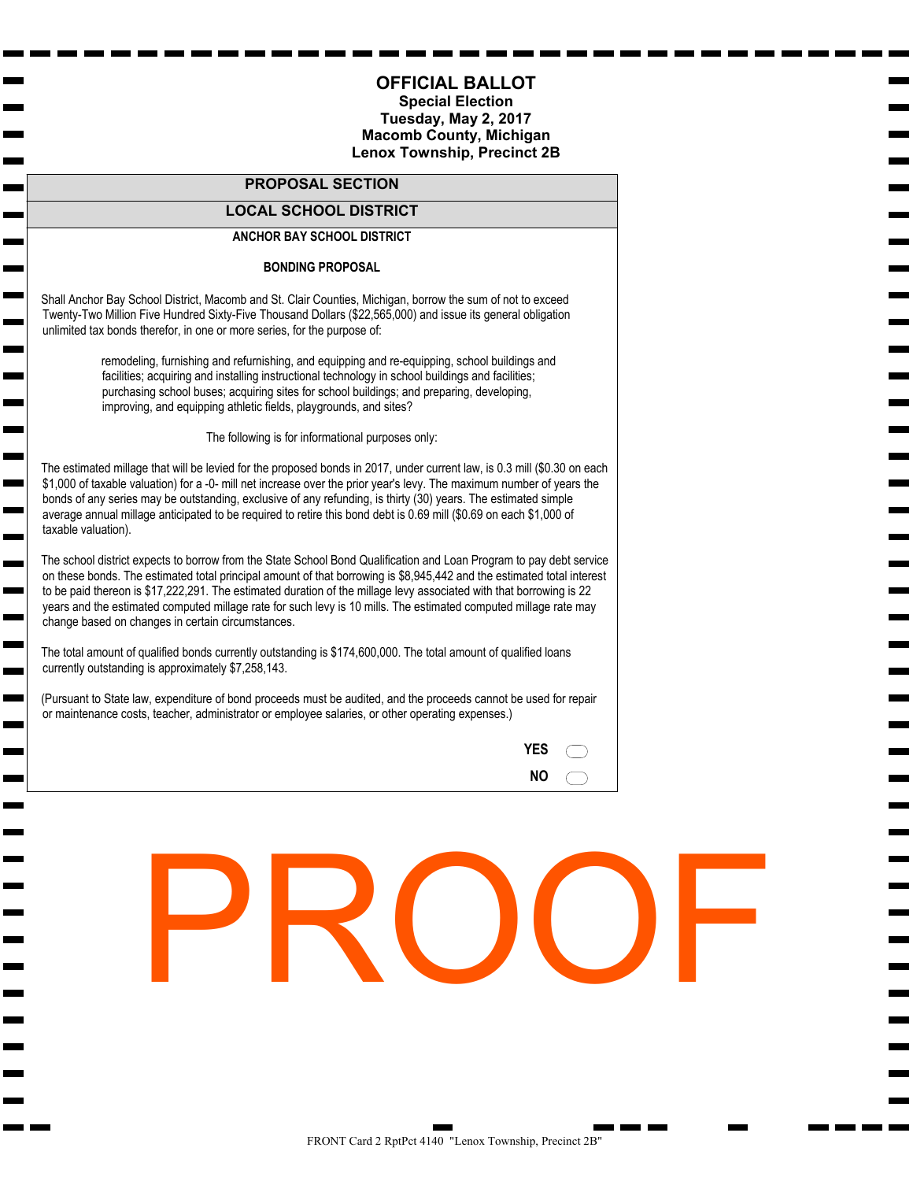# OFFICIAL BALLOT

**Special Election**
**Tuesday, May 2, 2017**
**Macomb County, Michigan**
**Lenox Township, Precinct 2B**

## PROPOSAL SECTION

## LOCAL SCHOOL DISTRICT

### ANCHOR BAY SCHOOL DISTRICT

**BONDING PROPOSAL**

Shall Anchor Bay School District, Macomb and St. Clair Counties, Michigan, borrow the sum of not to exceed Twenty-Two Million Five Hundred Sixty-Five Thousand Dollars ($22,565,000) and issue its general obligation unlimited tax bonds therefor, in one or more series, for the purpose of:

> remodeling, furnishing and refurnishing, and equipping and re-equipping, school buildings and facilities; acquiring and installing instructional technology in school buildings and facilities; purchasing school buses; acquiring sites for school buildings; and preparing, developing, improving, and equipping athletic fields, playgrounds, and sites?

The following is for informational purposes only:

The estimated millage that will be levied for the proposed bonds in 2017, under current law, is 0.3 mill ($0.30 on each $1,000 of taxable valuation) for a -0- mill net increase over the prior year's levy. The maximum number of years the bonds of any series may be outstanding, exclusive of any refunding, is thirty (30) years. The estimated simple average annual millage anticipated to be required to retire this bond debt is 0.69 mill ($0.69 on each $1,000 of taxable valuation).

The school district expects to borrow from the State School Bond Qualification and Loan Program to pay debt service on these bonds. The estimated total principal amount of that borrowing is $8,945,442 and the estimated total interest to be paid thereon is $17,222,291. The estimated duration of the millage levy associated with that borrowing is 22 years and the estimated computed millage rate for such levy is 10 mills. The estimated computed millage rate may change based on changes in certain circumstances.

The total amount of qualified bonds currently outstanding is $174,600,000. The total amount of qualified loans currently outstanding is approximately $7,258,143.

(Pursuant to State law, expenditure of bond proceeds must be audited, and the proceeds cannot be used for repair or maintenance costs, teacher, administrator or employee salaries, or other operating expenses.)

**YES** ⬭

**NO** ⬭

PROOF

FRONT Card 2 RptPct 4140 "Lenox Township, Precinct 2B"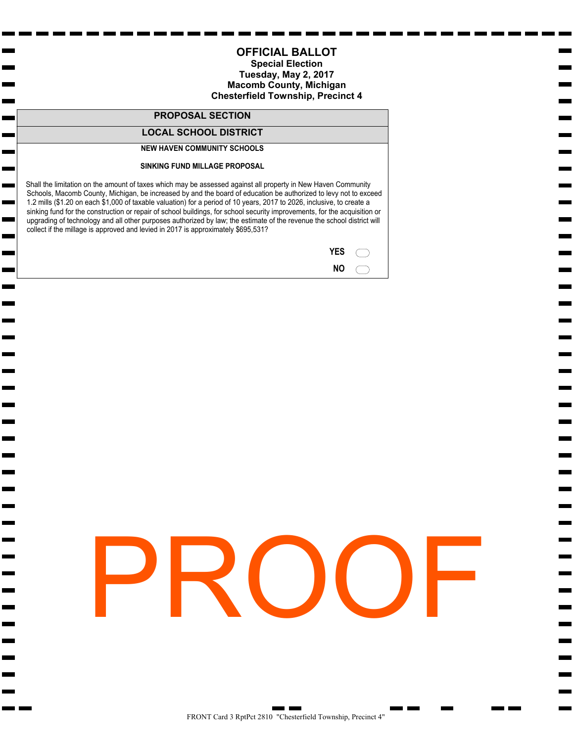# OFFICIAL BALLOT

**Special Election**
**Tuesday, May 2, 2017**
**Macomb County, Michigan**
**Chesterfield Township, Precinct 4**

## PROPOSAL SECTION

## LOCAL SCHOOL DISTRICT

### NEW HAVEN COMMUNITY SCHOOLS

### SINKING FUND MILLAGE PROPOSAL

Shall the limitation on the amount of taxes which may be assessed against all property in New Haven Community Schools, Macomb County, Michigan, be increased by and the board of education be authorized to levy not to exceed 1.2 mills ($1.20 on each $1,000 of taxable valuation) for a period of 10 years, 2017 to 2026, inclusive, to create a sinking fund for the construction or repair of school buildings, for school security improvements, for the acquisition or upgrading of technology and all other purposes authorized by law; the estimate of the revenue the school district will collect if the millage is approved and levied in 2017 is approximately $695,531?

**YES** ⬭

**NO** ⬭

PROOF

FRONT Card 3 RptPct 2810 "Chesterfield Township, Precinct 4"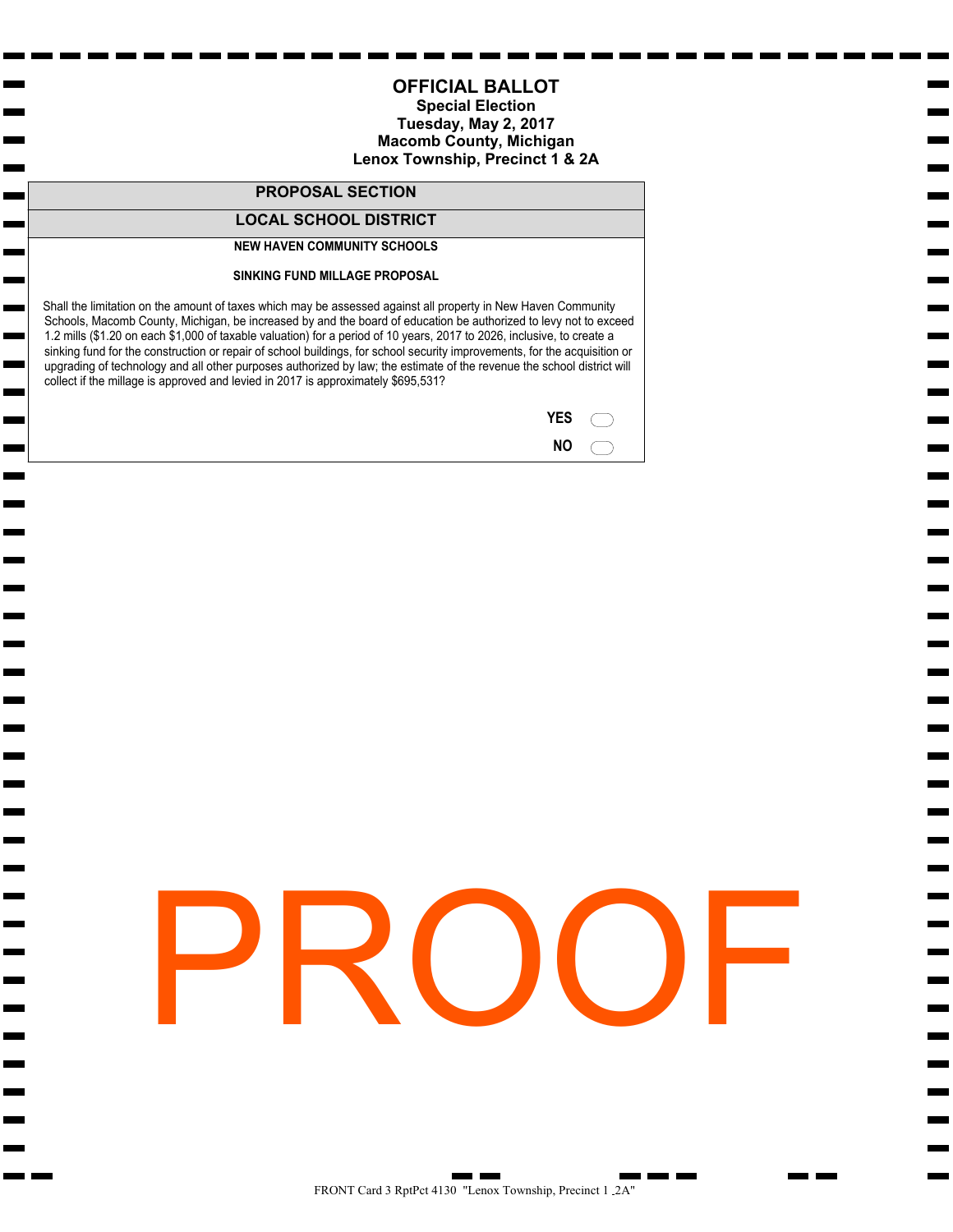# OFFICIAL BALLOT

**Special Election**
**Tuesday, May 2, 2017**
**Macomb County, Michigan**
**Lenox Township, Precinct 1 & 2A**

## PROPOSAL SECTION

## LOCAL SCHOOL DISTRICT

**NEW HAVEN COMMUNITY SCHOOLS**

**SINKING FUND MILLAGE PROPOSAL**

Shall the limitation on the amount of taxes which may be assessed against all property in New Haven Community Schools, Macomb County, Michigan, be increased by and the board of education be authorized to levy not to exceed 1.2 mills ($1.20 on each $1,000 of taxable valuation) for a period of 10 years, 2017 to 2026, inclusive, to create a sinking fund for the construction or repair of school buildings, for school security improvements, for the acquisition or upgrading of technology and all other purposes authorized by law; the estimate of the revenue the school district will collect if the millage is approved and levied in 2017 is approximately $695,531?

**YES** ⬭

**NO** ⬭

PROOF

FRONT Card 3 RptPct 4130 "Lenox Township, Precinct 1 _2A"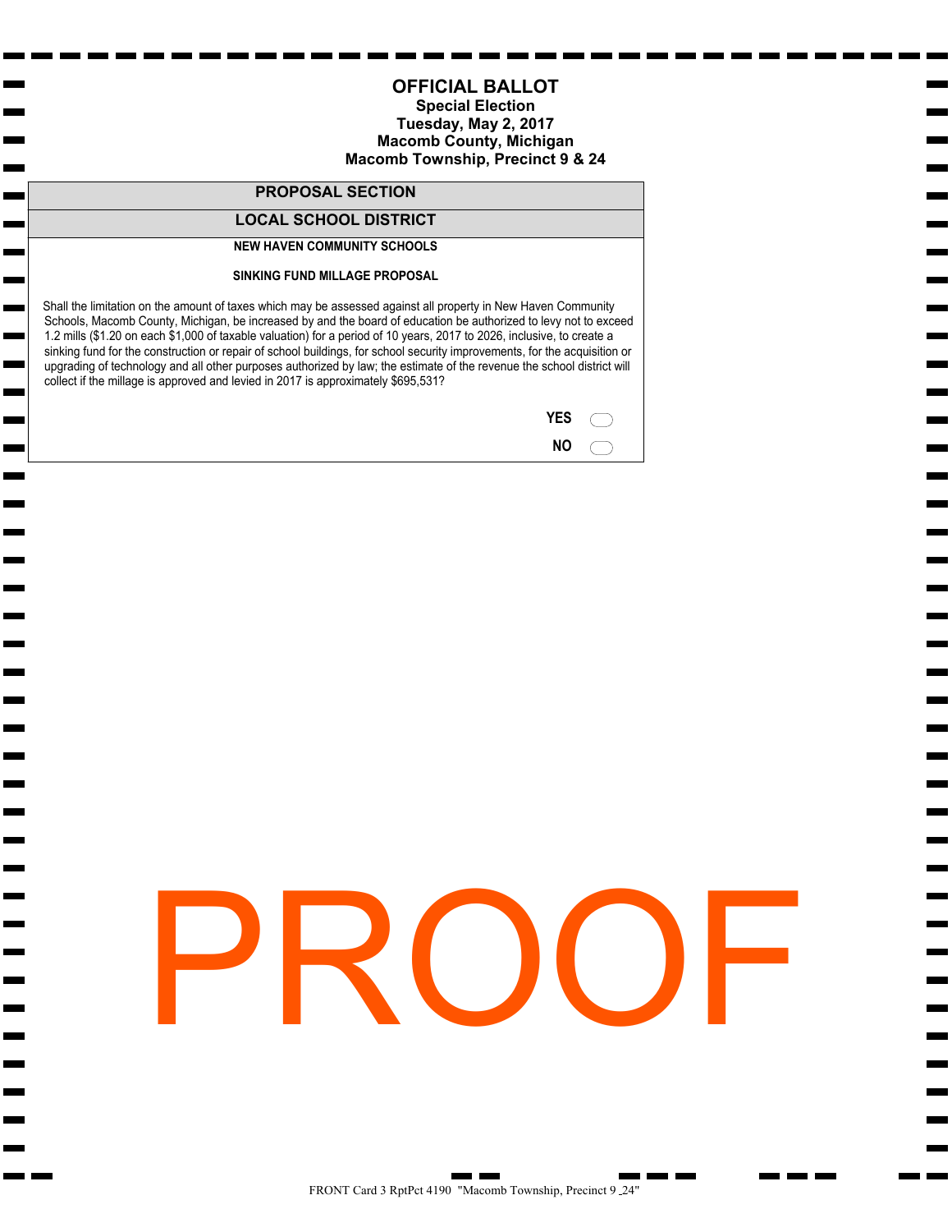# OFFICIAL BALLOT

**Special Election**
**Tuesday, May 2, 2017**
**Macomb County, Michigan**
**Macomb Township, Precinct 9 & 24**

## PROPOSAL SECTION

## LOCAL SCHOOL DISTRICT

### NEW HAVEN COMMUNITY SCHOOLS

### SINKING FUND MILLAGE PROPOSAL

Shall the limitation on the amount of taxes which may be assessed against all property in New Haven Community Schools, Macomb County, Michigan, be increased by and the board of education be authorized to levy not to exceed 1.2 mills ($1.20 on each $1,000 of taxable valuation) for a period of 10 years, 2017 to 2026, inclusive, to create a sinking fund for the construction or repair of school buildings, for school security improvements, for the acquisition or upgrading of technology and all other purposes authorized by law; the estimate of the revenue the school district will collect if the millage is approved and levied in 2017 is approximately $695,531?

**YES** ⬭

**NO** ⬭

PROOF

FRONT Card 3 RptPct 4190 "Macomb Township, Precinct 9 _24"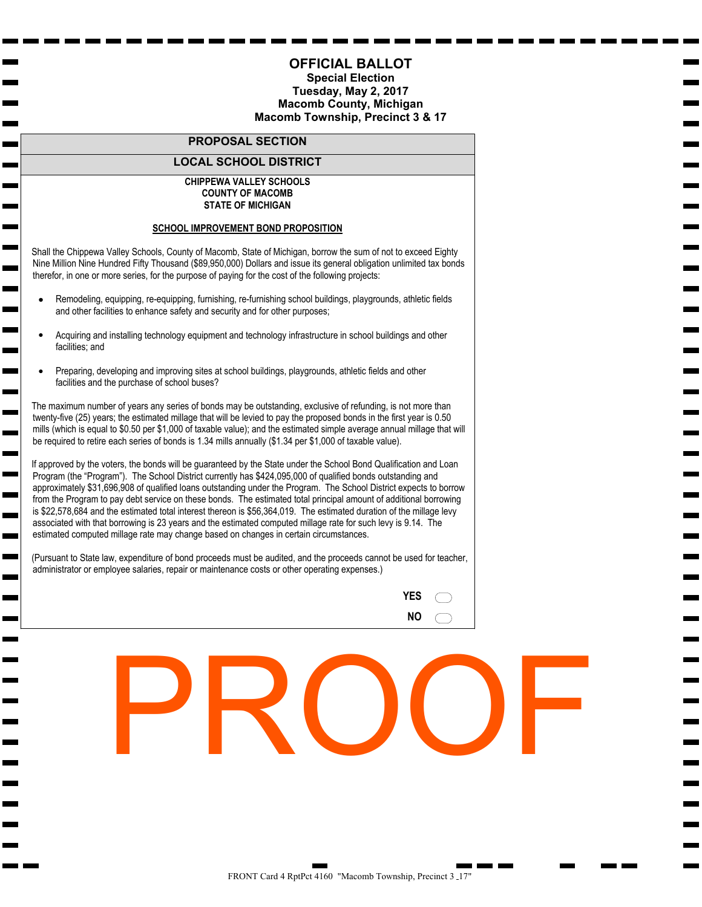# OFFICIAL BALLOT

**Special Election**
**Tuesday, May 2, 2017**
**Macomb County, Michigan**
**Macomb Township, Precinct 3 & 17**

## PROPOSAL SECTION

## LOCAL SCHOOL DISTRICT

**CHIPPEWA VALLEY SCHOOLS**
**COUNTY OF MACOMB**
**STATE OF MICHIGAN**

**SCHOOL IMPROVEMENT BOND PROPOSITION**

Shall the Chippewa Valley Schools, County of Macomb, State of Michigan, borrow the sum of not to exceed Eighty Nine Million Nine Hundred Fifty Thousand ($89,950,000) Dollars and issue its general obligation unlimited tax bonds therefor, in one or more series, for the purpose of paying for the cost of the following projects:

- Remodeling, equipping, re-equipping, furnishing, re-furnishing school buildings, playgrounds, athletic fields and other facilities to enhance safety and security and for other purposes;
- Acquiring and installing technology equipment and technology infrastructure in school buildings and other facilities; and
- Preparing, developing and improving sites at school buildings, playgrounds, athletic fields and other facilities and the purchase of school buses?

The maximum number of years any series of bonds may be outstanding, exclusive of refunding, is not more than twenty-five (25) years; the estimated millage that will be levied to pay the proposed bonds in the first year is 0.50 mills (which is equal to $0.50 per $1,000 of taxable value); and the estimated simple average annual millage that will be required to retire each series of bonds is 1.34 mills annually ($1.34 per $1,000 of taxable value).

If approved by the voters, the bonds will be guaranteed by the State under the School Bond Qualification and Loan Program (the "Program"). The School District currently has $424,095,000 of qualified bonds outstanding and approximately $31,696,908 of qualified loans outstanding under the Program. The School District expects to borrow from the Program to pay debt service on these bonds. The estimated total principal amount of additional borrowing is $22,578,684 and the estimated total interest thereon is $56,364,019. The estimated duration of the millage levy associated with that borrowing is 23 years and the estimated computed millage rate for such levy is 9.14. The estimated computed millage rate may change based on changes in certain circumstances.

(Pursuant to State law, expenditure of bond proceeds must be audited, and the proceeds cannot be used for teacher, administrator or employee salaries, repair or maintenance costs or other operating expenses.)

**YES** ◯

**NO** ◯

PROOF

FRONT Card 4 RptPct 4160 "Macomb Township, Precinct 3 _17"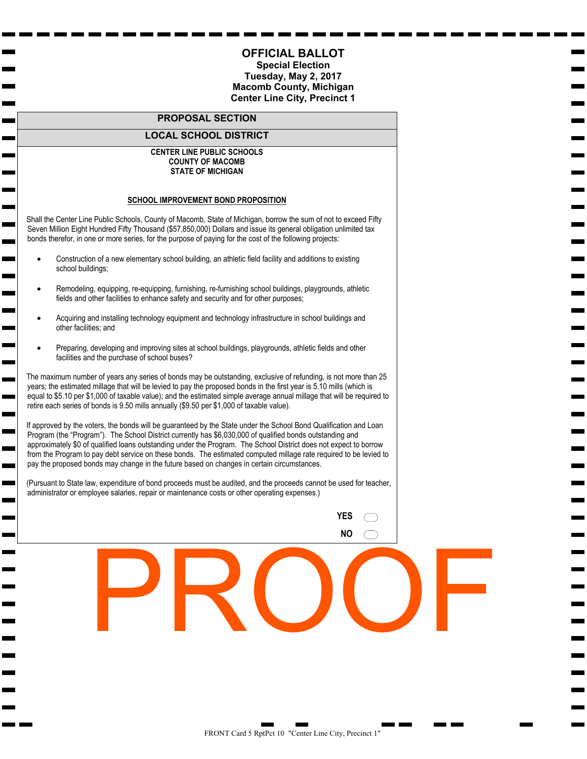# OFFICIAL BALLOT

**Special Election**
**Tuesday, May 2, 2017**
**Macomb County, Michigan**
**Center Line City, Precinct 1**

## PROPOSAL SECTION

## LOCAL SCHOOL DISTRICT

**CENTER LINE PUBLIC SCHOOLS**
**COUNTY OF MACOMB**
**STATE OF MICHIGAN**

### SCHOOL IMPROVEMENT BOND PROPOSITION

Shall the Center Line Public Schools, County of Macomb, State of Michigan, borrow the sum of not to exceed Fifty Seven Million Eight Hundred Fifty Thousand ($57,850,000) Dollars and issue its general obligation unlimited tax bonds therefor, in one or more series, for the purpose of paying for the cost of the following projects:

- Construction of a new elementary school building, an athletic field facility and additions to existing school buildings;
- Remodeling, equipping, re-equipping, furnishing, re-furnishing school buildings, playgrounds, athletic fields and other facilities to enhance safety and security and for other purposes;
- Acquiring and installing technology equipment and technology infrastructure in school buildings and other facilities; and
- Preparing, developing and improving sites at school buildings, playgrounds, athletic fields and other facilities and the purchase of school buses?

The maximum number of years any series of bonds may be outstanding, exclusive of refunding, is not more than 25 years; the estimated millage that will be levied to pay the proposed bonds in the first year is 5.10 mills (which is equal to $5.10 per $1,000 of taxable value); and the estimated simple average annual millage that will be required to retire each series of bonds is 9.50 mills annually ($9.50 per $1,000 of taxable value).

If approved by the voters, the bonds will be guaranteed by the State under the School Bond Qualification and Loan Program (the "Program"). The School District currently has $6,030,000 of qualified bonds outstanding and approximately $0 of qualified loans outstanding under the Program. The School District does not expect to borrow from the Program to pay debt service on these bonds. The estimated computed millage rate required to be levied to pay the proposed bonds may change in the future based on changes in certain circumstances.

(Pursuant to State law, expenditure of bond proceeds must be audited, and the proceeds cannot be used for teacher, administrator or employee salaries, repair or maintenance costs or other operating expenses.)

**YES** ◯

**NO** ◯

PROOF

FRONT Card 5 RptPct 10 "Center Line City, Precinct 1"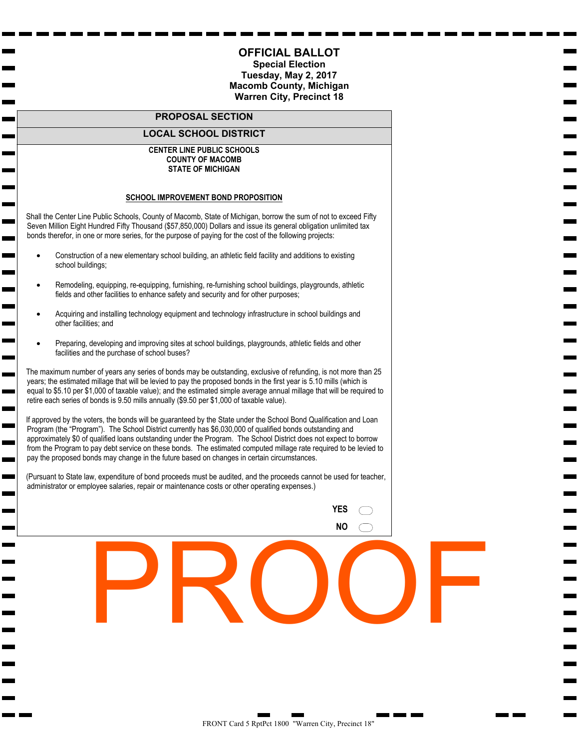# OFFICIAL BALLOT

**Special Election**
**Tuesday, May 2, 2017**
**Macomb County, Michigan**
**Warren City, Precinct 18**

## PROPOSAL SECTION

## LOCAL SCHOOL DISTRICT

**CENTER LINE PUBLIC SCHOOLS**
**COUNTY OF MACOMB**
**STATE OF MICHIGAN**

### SCHOOL IMPROVEMENT BOND PROPOSITION

Shall the Center Line Public Schools, County of Macomb, State of Michigan, borrow the sum of not to exceed Fifty Seven Million Eight Hundred Fifty Thousand ($57,850,000) Dollars and issue its general obligation unlimited tax bonds therefor, in one or more series, for the purpose of paying for the cost of the following projects:

- Construction of a new elementary school building, an athletic field facility and additions to existing school buildings;
- Remodeling, equipping, re-equipping, furnishing, re-furnishing school buildings, playgrounds, athletic fields and other facilities to enhance safety and security and for other purposes;
- Acquiring and installing technology equipment and technology infrastructure in school buildings and other facilities; and
- Preparing, developing and improving sites at school buildings, playgrounds, athletic fields and other facilities and the purchase of school buses?

The maximum number of years any series of bonds may be outstanding, exclusive of refunding, is not more than 25 years; the estimated millage that will be levied to pay the proposed bonds in the first year is 5.10 mills (which is equal to $5.10 per $1,000 of taxable value); and the estimated simple average annual millage that will be required to retire each series of bonds is 9.50 mills annually ($9.50 per $1,000 of taxable value).

If approved by the voters, the bonds will be guaranteed by the State under the School Bond Qualification and Loan Program (the "Program"). The School District currently has $6,030,000 of qualified bonds outstanding and approximately $0 of qualified loans outstanding under the Program. The School District does not expect to borrow from the Program to pay debt service on these bonds. The estimated computed millage rate required to be levied to pay the proposed bonds may change in the future based on changes in certain circumstances.

(Pursuant to State law, expenditure of bond proceeds must be audited, and the proceeds cannot be used for teacher, administrator or employee salaries, repair or maintenance costs or other operating expenses.)

YES ⬭

NO ⬭

PROOF

FRONT Card 5 RptPct 1800 "Warren City, Precinct 18"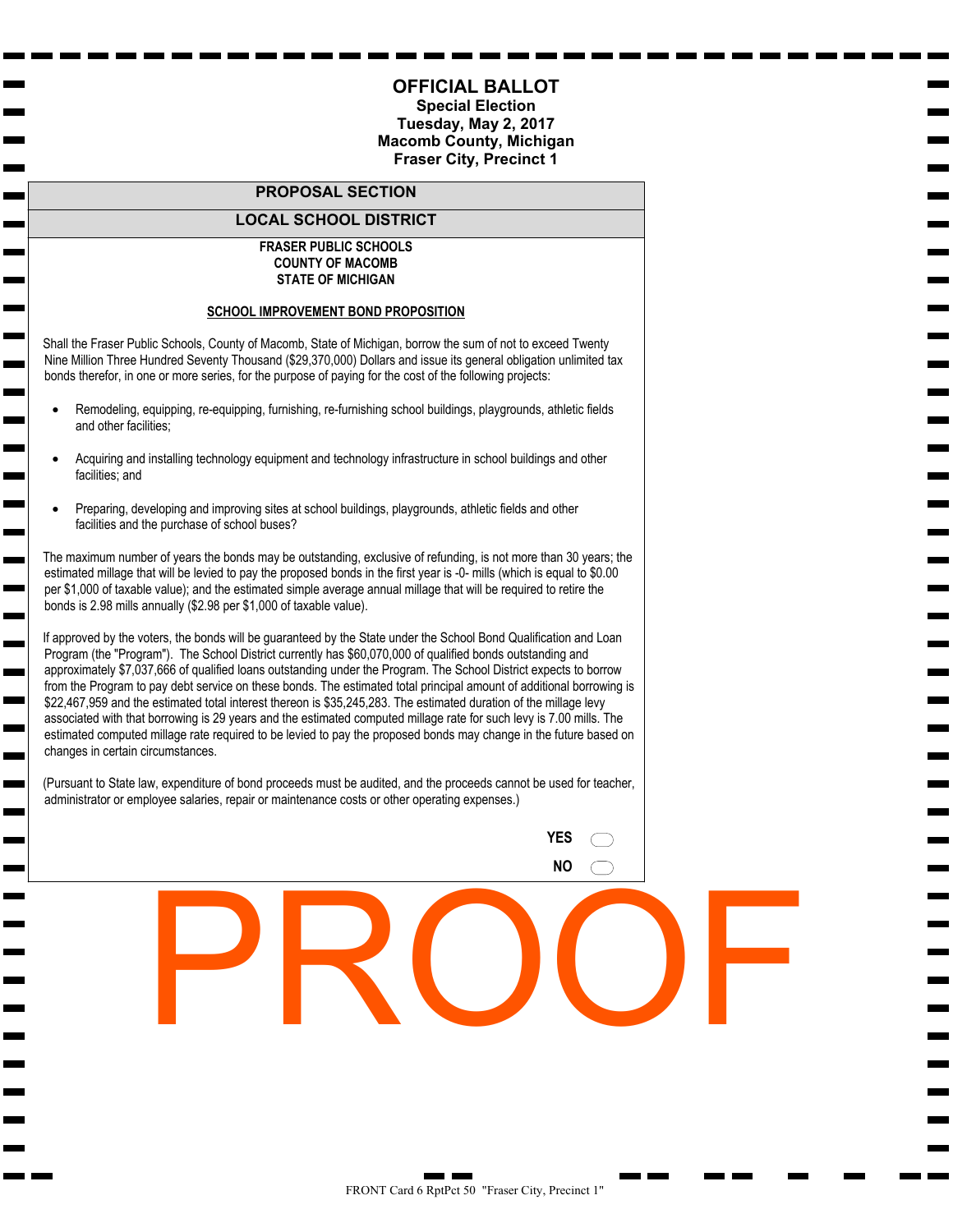# OFFICIAL BALLOT

**Special Election**
**Tuesday, May 2, 2017**
**Macomb County, Michigan**
**Fraser City, Precinct 1**

## PROPOSAL SECTION

## LOCAL SCHOOL DISTRICT

**FRASER PUBLIC SCHOOLS**
**COUNTY OF MACOMB**
**STATE OF MICHIGAN**

**SCHOOL IMPROVEMENT BOND PROPOSITION**

Shall the Fraser Public Schools, County of Macomb, State of Michigan, borrow the sum of not to exceed Twenty Nine Million Three Hundred Seventy Thousand ($29,370,000) Dollars and issue its general obligation unlimited tax bonds therefor, in one or more series, for the purpose of paying for the cost of the following projects:

- Remodeling, equipping, re-equipping, furnishing, re-furnishing school buildings, playgrounds, athletic fields and other facilities;
- Acquiring and installing technology equipment and technology infrastructure in school buildings and other facilities; and
- Preparing, developing and improving sites at school buildings, playgrounds, athletic fields and other facilities and the purchase of school buses?

The maximum number of years the bonds may be outstanding, exclusive of refunding, is not more than 30 years; the estimated millage that will be levied to pay the proposed bonds in the first year is -0- mills (which is equal to $0.00 per $1,000 of taxable value); and the estimated simple average annual millage that will be required to retire the bonds is 2.98 mills annually ($2.98 per $1,000 of taxable value).

If approved by the voters, the bonds will be guaranteed by the State under the School Bond Qualification and Loan Program (the "Program"). The School District currently has $60,070,000 of qualified bonds outstanding and approximately $7,037,666 of qualified loans outstanding under the Program. The School District expects to borrow from the Program to pay debt service on these bonds. The estimated total principal amount of additional borrowing is $22,467,959 and the estimated total interest thereon is $35,245,283. The estimated duration of the millage levy associated with that borrowing is 29 years and the estimated computed millage rate for such levy is 7.00 mills. The estimated computed millage rate required to be levied to pay the proposed bonds may change in the future based on changes in certain circumstances.

(Pursuant to State law, expenditure of bond proceeds must be audited, and the proceeds cannot be used for teacher, administrator or employee salaries, repair or maintenance costs or other operating expenses.)

YES ⬭

NO ⬭

PROOF

FRONT Card 6 RptPct 50 "Fraser City, Precinct 1"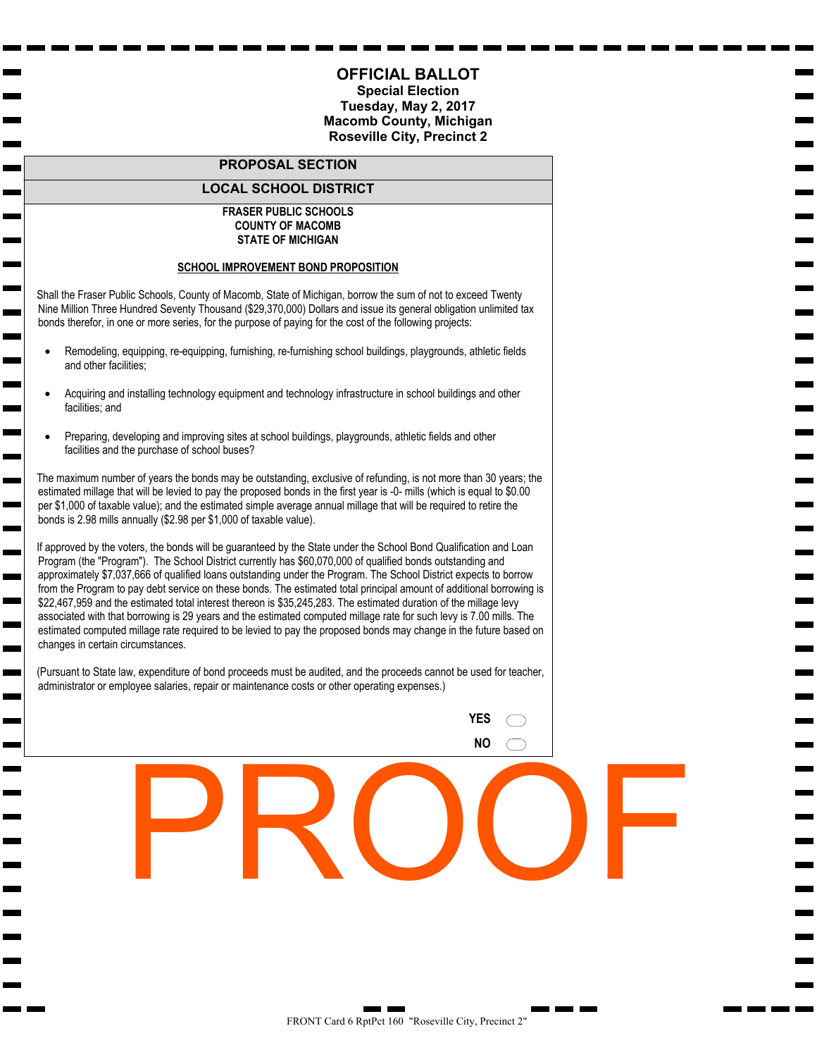# OFFICIAL BALLOT

**Special Election**
**Tuesday, May 2, 2017**
**Macomb County, Michigan**
**Roseville City, Precinct 2**

## PROPOSAL SECTION

## LOCAL SCHOOL DISTRICT

**FRASER PUBLIC SCHOOLS**
**COUNTY OF MACOMB**
**STATE OF MICHIGAN**

### SCHOOL IMPROVEMENT BOND PROPOSITION

Shall the Fraser Public Schools, County of Macomb, State of Michigan, borrow the sum of not to exceed Twenty Nine Million Three Hundred Seventy Thousand ($29,370,000) Dollars and issue its general obligation unlimited tax bonds therefor, in one or more series, for the purpose of paying for the cost of the following projects:

- Remodeling, equipping, re-equipping, furnishing, re-furnishing school buildings, playgrounds, athletic fields and other facilities;
- Acquiring and installing technology equipment and technology infrastructure in school buildings and other facilities; and
- Preparing, developing and improving sites at school buildings, playgrounds, athletic fields and other facilities and the purchase of school buses?

The maximum number of years the bonds may be outstanding, exclusive of refunding, is not more than 30 years; the estimated millage that will be levied to pay the proposed bonds in the first year is -0- mills (which is equal to $0.00 per $1,000 of taxable value); and the estimated simple average annual millage that will be required to retire the bonds is 2.98 mills annually ($2.98 per $1,000 of taxable value).

If approved by the voters, the bonds will be guaranteed by the State under the School Bond Qualification and Loan Program (the "Program"). The School District currently has $60,070,000 of qualified bonds outstanding and approximately $7,037,666 of qualified loans outstanding under the Program. The School District expects to borrow from the Program to pay debt service on these bonds. The estimated total principal amount of additional borrowing is $22,467,959 and the estimated total interest thereon is $35,245,283. The estimated duration of the millage levy associated with that borrowing is 29 years and the estimated computed millage rate for such levy is 7.00 mills. The estimated computed millage rate required to be levied to pay the proposed bonds may change in the future based on changes in certain circumstances.

(Pursuant to State law, expenditure of bond proceeds must be audited, and the proceeds cannot be used for teacher, administrator or employee salaries, repair or maintenance costs or other operating expenses.)

**YES** ◯

**NO** ◯

PROOF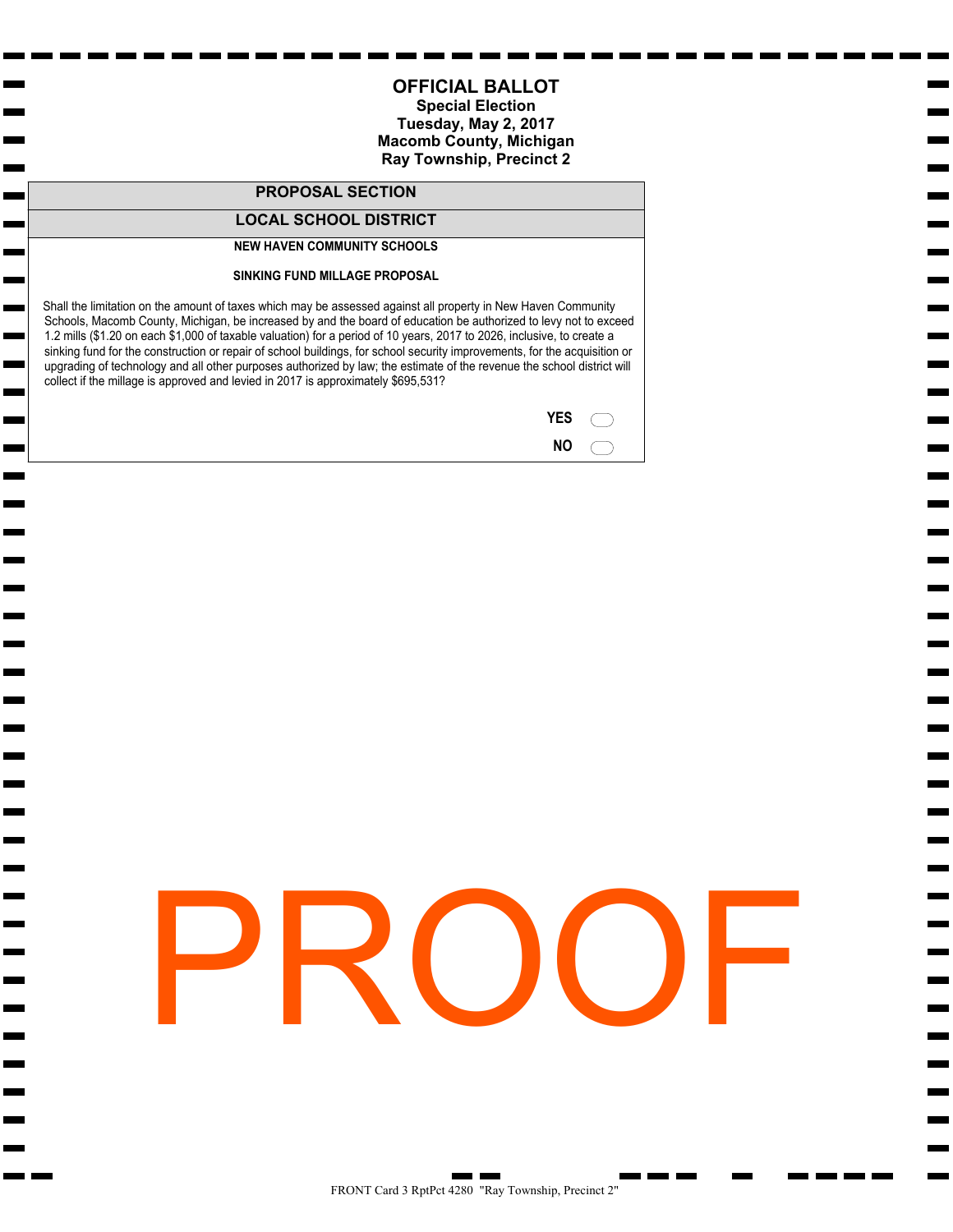# OFFICIAL BALLOT

**Special Election**
**Tuesday, May 2, 2017**
**Macomb County, Michigan**
**Ray Township, Precinct 2**

## PROPOSAL SECTION

## LOCAL SCHOOL DISTRICT

**NEW HAVEN COMMUNITY SCHOOLS**

**SINKING FUND MILLAGE PROPOSAL**

Shall the limitation on the amount of taxes which may be assessed against all property in New Haven Community Schools, Macomb County, Michigan, be increased by and the board of education be authorized to levy not to exceed 1.2 mills ($1.20 on each $1,000 of taxable valuation) for a period of 10 years, 2017 to 2026, inclusive, to create a sinking fund for the construction or repair of school buildings, for school security improvements, for the acquisition or upgrading of technology and all other purposes authorized by law; the estimate of the revenue the school district will collect if the millage is approved and levied in 2017 is approximately $695,531?

**YES** ⬭

**NO** ⬭

PROOF

FRONT Card 3 RptPct 4280 "Ray Township, Precinct 2"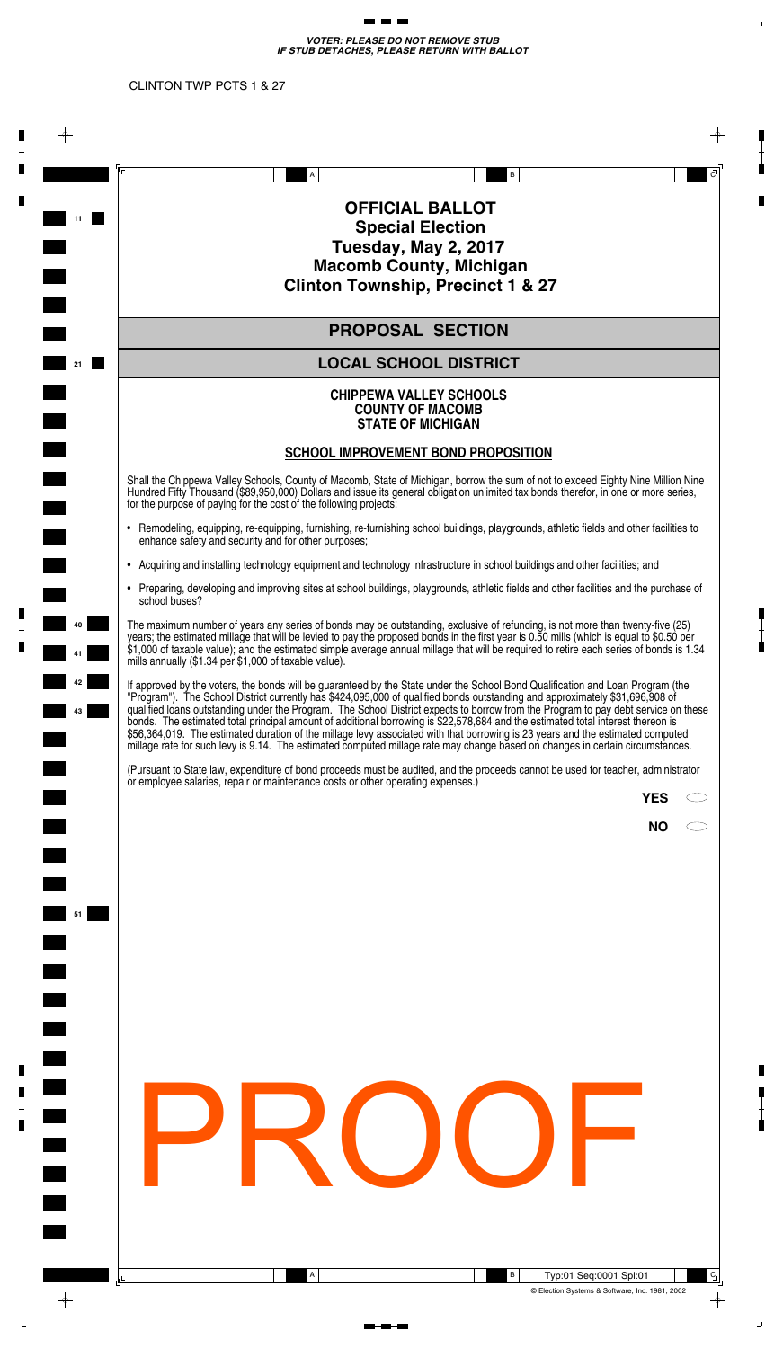*VOTER: PLEASE DO NOT REMOVE STUB*
*IF STUB DETACHES, PLEASE RETURN WITH BALLOT*

CLINTON TWP PCTS 1 & 27

# OFFICIAL BALLOT
## Special Election
## Tuesday, May 2, 2017
## Macomb County, Michigan
## Clinton Township, Precinct 1 & 27

## PROPOSAL SECTION

## LOCAL SCHOOL DISTRICT

### CHIPPEWA VALLEY SCHOOLS
### COUNTY OF MACOMB
### STATE OF MICHIGAN

### SCHOOL IMPROVEMENT BOND PROPOSITION

Shall the Chippewa Valley Schools, County of Macomb, State of Michigan, borrow the sum of not to exceed Eighty Nine Million Nine Hundred Fifty Thousand ($89,950,000) Dollars and issue its general obligation unlimited tax bonds therefor, in one or more series, for the purpose of paying for the cost of the following projects:

- Remodeling, equipping, re-equipping, furnishing, re-furnishing school buildings, playgrounds, athletic fields and other facilities to enhance safety and security and for other purposes;
- Acquiring and installing technology equipment and technology infrastructure in school buildings and other facilities; and
- Preparing, developing and improving sites at school buildings, playgrounds, athletic fields and other facilities and the purchase of school buses?

The maximum number of years any series of bonds may be outstanding, exclusive of refunding, is not more than twenty-five (25) years; the estimated millage that will be levied to pay the proposed bonds in the first year is 0.50 mills (which is equal to $0.50 per $1,000 of taxable value); and the estimated simple average annual millage that will be required to retire each series of bonds is 1.34 mills annually ($1.34 per $1,000 of taxable value).

If approved by the voters, the bonds will be guaranteed by the State under the School Bond Qualification and Loan Program (the "Program"). The School District currently has $424,095,000 of qualified bonds outstanding and approximately $31,696,908 of qualified loans outstanding under the Program. The School District expects to borrow from the Program to pay debt service on these bonds. The estimated total principal amount of additional borrowing is $22,578,684 and the estimated total interest thereon is $56,364,019. The estimated duration of the millage levy associated with that borrowing is 23 years and the estimated computed millage rate for such levy is 9.14. The estimated computed millage rate may change based on changes in certain circumstances.

(Pursuant to State law, expenditure of bond proceeds must be audited, and the proceeds cannot be used for teacher, administrator or employee salaries, repair or maintenance costs or other operating expenses.)

YES ⬭

NO ⬭

PROOF

Typ:01 Seq:0001 Spl:01

© Election Systems & Software, Inc. 1981, 2002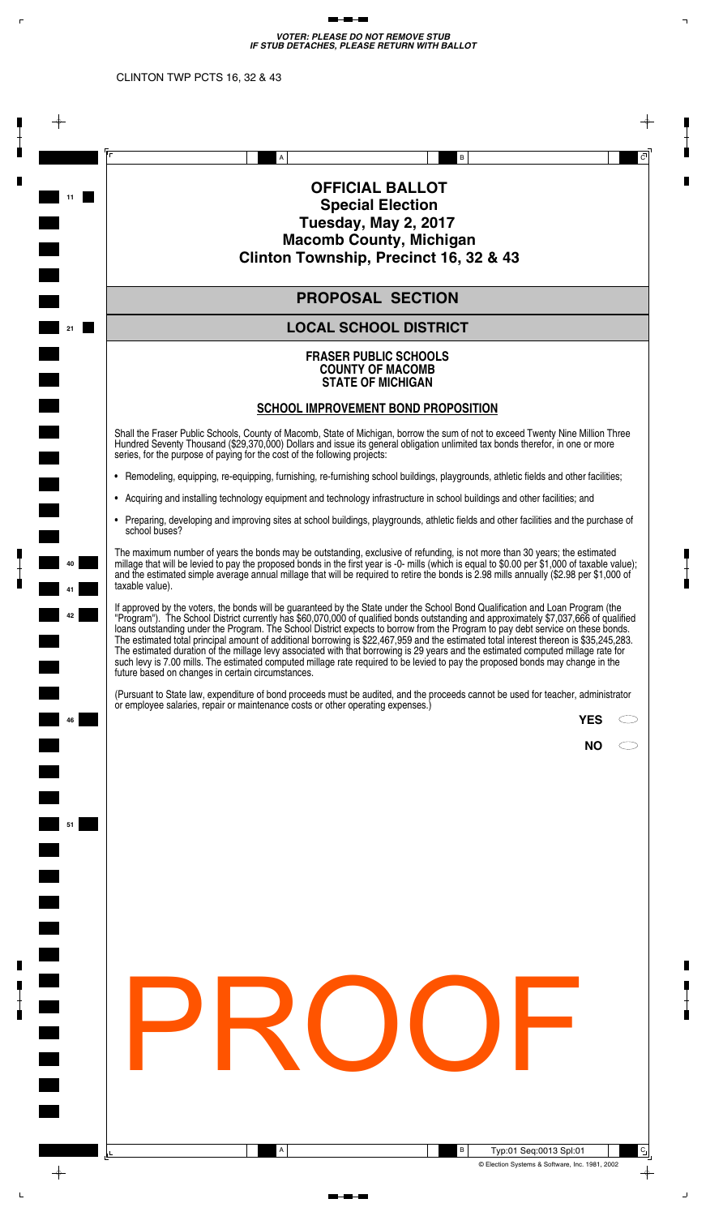***VOTER: PLEASE DO NOT REMOVE STUB IF STUB DETACHES, PLEASE RETURN WITH BALLOT***

CLINTON TWP PCTS 16, 32 & 43

# OFFICIAL BALLOT
## Special Election
## Tuesday, May 2, 2017
## Macomb County, Michigan
## Clinton Township, Precinct 16, 32 & 43

## PROPOSAL SECTION

## LOCAL SCHOOL DISTRICT

**FRASER PUBLIC SCHOOLS**
**COUNTY OF MACOMB**
**STATE OF MICHIGAN**

**SCHOOL IMPROVEMENT BOND PROPOSITION**

Shall the Fraser Public Schools, County of Macomb, State of Michigan, borrow the sum of not to exceed Twenty Nine Million Three Hundred Seventy Thousand ($29,370,000) Dollars and issue its general obligation unlimited tax bonds therefor, in one or more series, for the purpose of paying for the cost of the following projects:

- Remodeling, equipping, re-equipping, furnishing, re-furnishing school buildings, playgrounds, athletic fields and other facilities;
- Acquiring and installing technology equipment and technology infrastructure in school buildings and other facilities; and
- Preparing, developing and improving sites at school buildings, playgrounds, athletic fields and other facilities and the purchase of school buses?

The maximum number of years the bonds may be outstanding, exclusive of refunding, is not more than 30 years; the estimated millage that will be levied to pay the proposed bonds in the first year is -0- mills (which is equal to $0.00 per $1,000 of taxable value); and the estimated simple average annual millage that will be required to retire the bonds is 2.98 mills annually ($2.98 per $1,000 of taxable value).

If approved by the voters, the bonds will be guaranteed by the State under the School Bond Qualification and Loan Program (the "Program"). The School District currently has $60,070,000 of qualified bonds outstanding and approximately $7,037,666 of qualified loans outstanding under the Program. The School District expects to borrow from the Program to pay debt service on these bonds. The estimated total principal amount of additional borrowing is $22,467,959 and the estimated total interest thereon is $35,245,283. The estimated duration of the millage levy associated with that borrowing is 29 years and the estimated computed millage rate for such levy is 7.00 mills. The estimated computed millage rate required to be levied to pay the proposed bonds may change in the future based on changes in certain circumstances.

(Pursuant to State law, expenditure of bond proceeds must be audited, and the proceeds cannot be used for teacher, administrator or employee salaries, repair or maintenance costs or other operating expenses.)

**YES** ⬭

**NO** ⬭

PROOF

Typ:01 Seq:0013 Spl:01

© Election Systems & Software, Inc. 1981, 2002